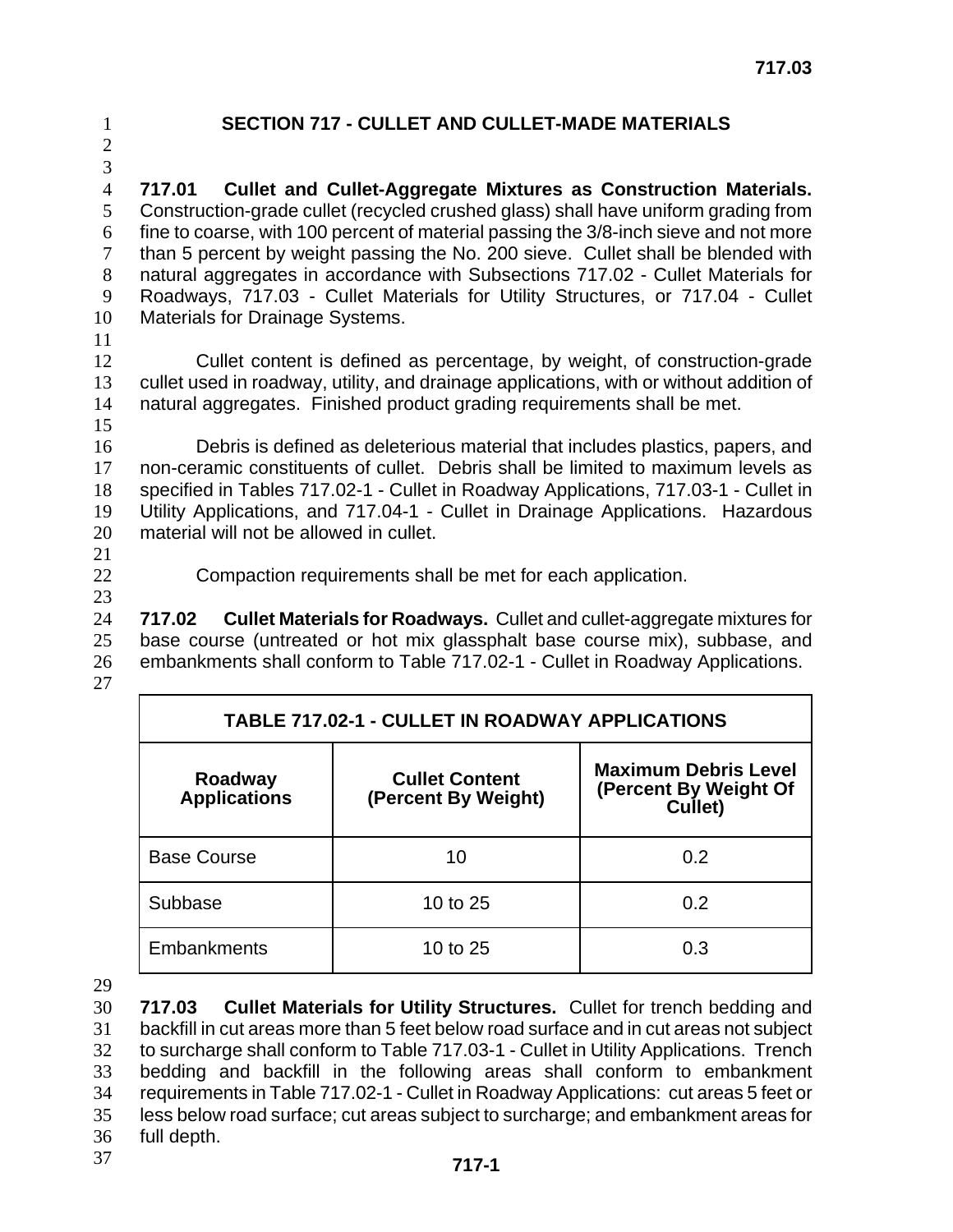# SECTION 717 - CULLET AND CULLET-MADE MATERIALS

**717.01 Cullet and Cullet-Aggregate Mixtures as Construction Materials.** Construction-grade cullet (recycled crushed glass) shall have uniform grading from fine to coarse, with 100 percent of material passing the 3/8-inch sieve and not more than 5 percent by weight passing the No. 200 sieve. Cullet shall be blended with natural aggregates in accordance with Subsections 717.02 - Cullet Materials for Roadways, 717.03 - Cullet Materials for Utility Structures, or 717.04 - Cullet Materials for Drainage Systems.

Cullet content is defined as percentage, by weight, of construction-grade cullet used in roadway, utility, and drainage applications, with or without addition of natural aggregates. Finished product grading requirements shall be met.

Debris is defined as deleterious material that includes plastics, papers, and non-ceramic constituents of cullet. Debris shall be limited to maximum levels as specified in Tables 717.02-1 - Cullet in Roadway Applications, 717.03-1 - Cullet in Utility Applications, and 717.04-1 - Cullet in Drainage Applications. Hazardous material will not be allowed in cullet.

Compaction requirements shall be met for each application.

**717.02 Cullet Materials for Roadways.** Cullet and cullet-aggregate mixtures for base course (untreated or hot mix glassphalt base course mix), subbase, and embankments shall conform to Table 717.02-1 - Cullet in Roadway Applications.

**TABLE 717.02-1 - CULLET IN ROADWAY APPLICATIONS**

| Roadway Applications | Cullet Content (Percent By Weight) | Maximum Debris Level (Percent By Weight Of Cullet) |
|---|---|---|
| Base Course | 10 | 0.2 |
| Subbase | 10 to 25 | 0.2 |
| Embankments | 10 to 25 | 0.3 |

**717.03 Cullet Materials for Utility Structures.** Cullet for trench bedding and backfill in cut areas more than 5 feet below road surface and in cut areas not subject to surcharge shall conform to Table 717.03-1 - Cullet in Utility Applications. Trench bedding and backfill in the following areas shall conform to embankment requirements in Table 717.02-1 - Cullet in Roadway Applications: cut areas 5 feet or less below road surface; cut areas subject to surcharge; and embankment areas for full depth.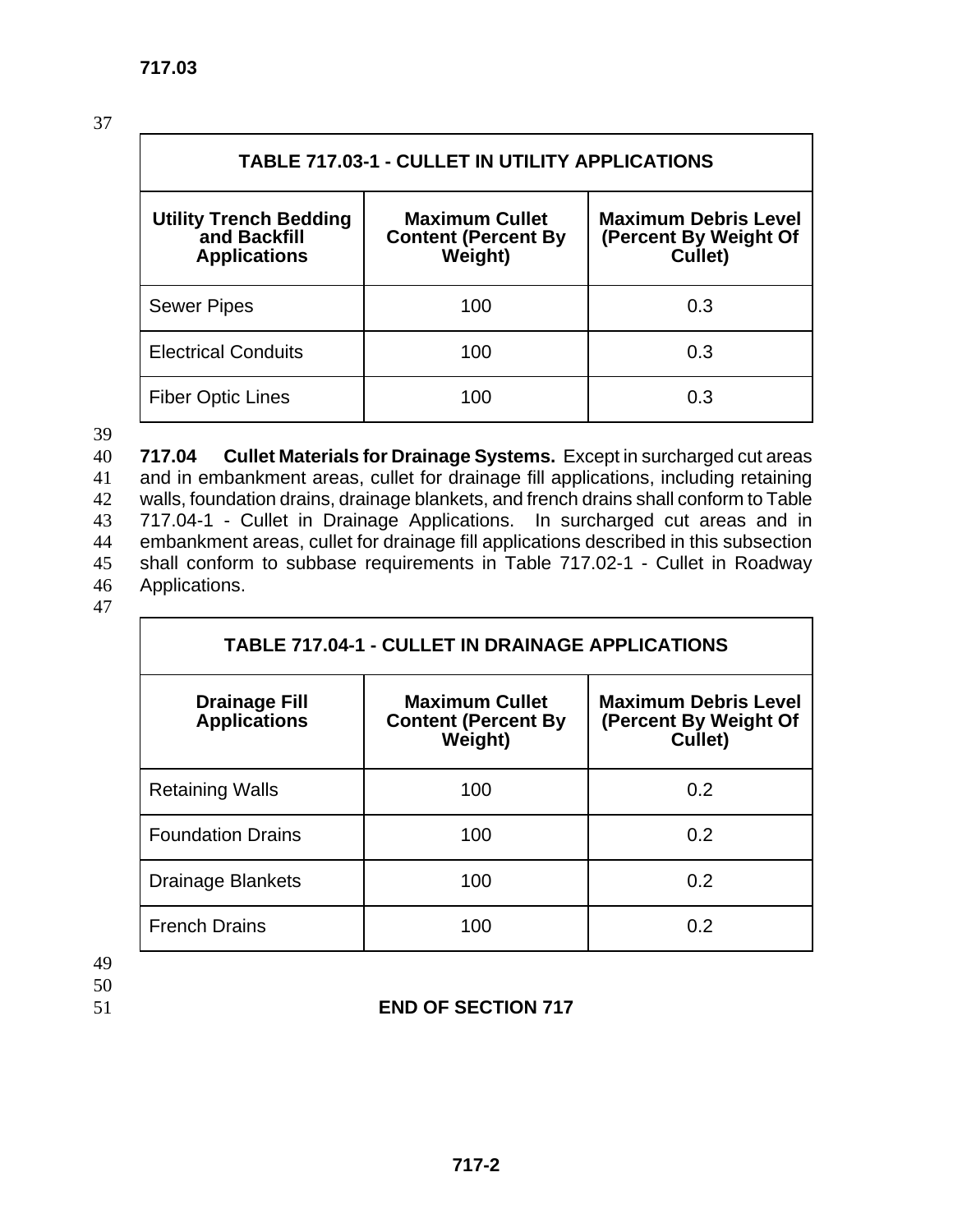| TABLE 717.03-1 - CULLET IN UTILITY APPLICATIONS | | |
|---|---|---|
| **Utility Trench Bedding and Backfill Applications** | **Maximum Cullet Content (Percent By Weight)** | **Maximum Debris Level (Percent By Weight Of Cullet)** |
| Sewer Pipes | 100 | 0.3 |
| Electrical Conduits | 100 | 0.3 |
| Fiber Optic Lines | 100 | 0.3 |

**717.04 Cullet Materials for Drainage Systems.** Except in surcharged cut areas and in embankment areas, cullet for drainage fill applications, including retaining walls, foundation drains, drainage blankets, and french drains shall conform to Table 717.04-1 - Cullet in Drainage Applications. In surcharged cut areas and in embankment areas, cullet for drainage fill applications described in this subsection shall conform to subbase requirements in Table 717.02-1 - Cullet in Roadway Applications.

| TABLE 717.04-1 - CULLET IN DRAINAGE APPLICATIONS | | |
|---|---|---|
| **Drainage Fill Applications** | **Maximum Cullet Content (Percent By Weight)** | **Maximum Debris Level (Percent By Weight Of Cullet)** |
| Retaining Walls | 100 | 0.2 |
| Foundation Drains | 100 | 0.2 |
| Drainage Blankets | 100 | 0.2 |
| French Drains | 100 | 0.2 |

**END OF SECTION 717**